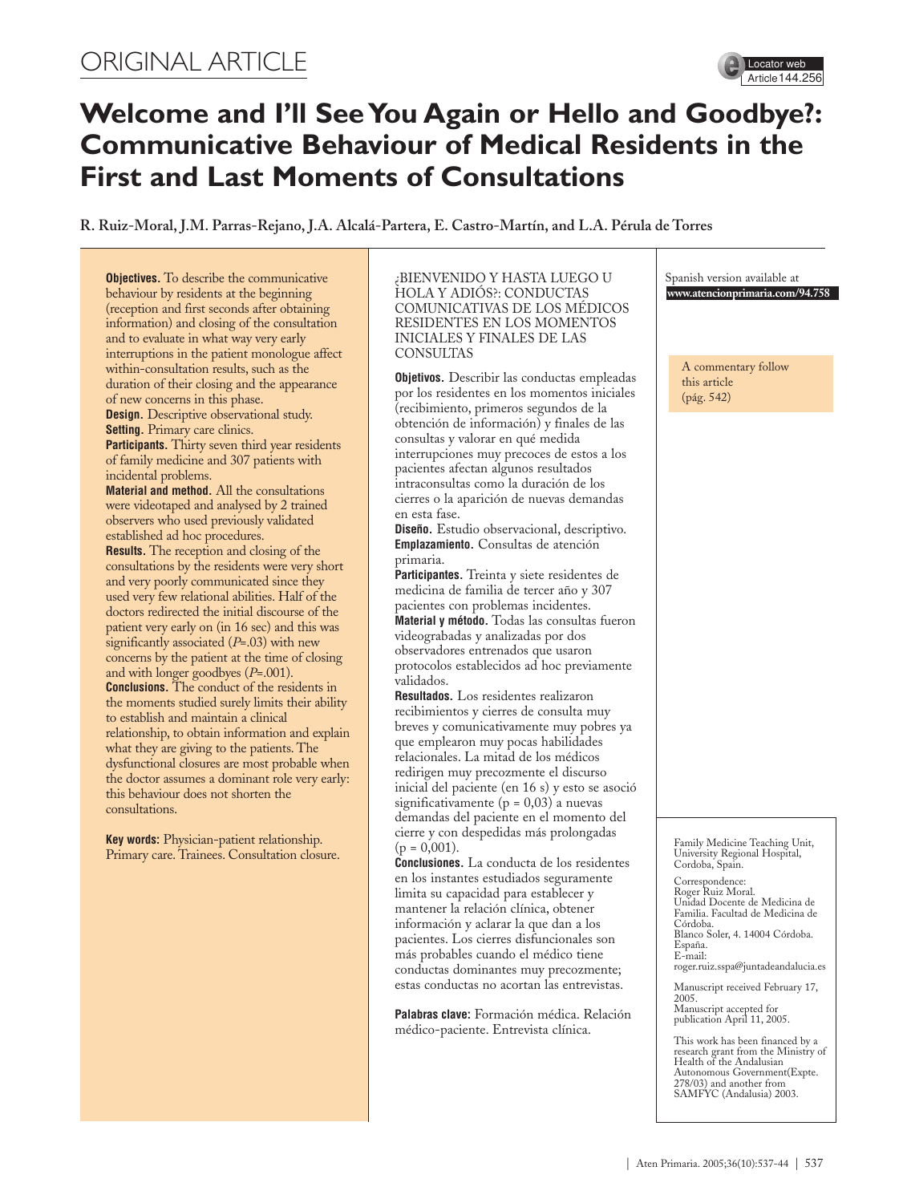ORIGINAL ARTICLE

Locator web Article 144.256

# Welcome and I'll See You Again or Hello and Goodbye?: Communicative Behaviour of Medical Residents in the First and Last Moments of Consultations

**R. Ruiz-Moral, J.M. Parras-Rejano, J.A. Alcalá-Partera, E. Castro-Martín, and L.A. Pérula de Torres**

**Objectives.** To describe the communicative behaviour by residents at the beginning (reception and first seconds after obtaining information) and closing of the consultation and to evaluate in what way very early interruptions in the patient monologue affect within-consultation results, such as the duration of their closing and the appearance of new concerns in this phase.
**Design.** Descriptive observational study.
**Setting.** Primary care clinics.
**Participants.** Thirty seven third year residents of family medicine and 307 patients with incidental problems.
**Material and method.** All the consultations were videotaped and analysed by 2 trained observers who used previously validated established ad hoc procedures.
**Results.** The reception and closing of the consultations by the residents were very short and very poorly communicated since they used very few relational abilities. Half of the doctors redirected the initial discourse of the patient very early on (in 16 sec) and this was significantly associated (*P*=.03) with new concerns by the patient at the time of closing and with longer goodbyes (*P*=.001).
**Conclusions.** The conduct of the residents in the moments studied surely limits their ability to establish and maintain a clinical relationship, to obtain information and explain what they are giving to the patients. The dysfunctional closures are most probable when the doctor assumes a dominant role very early: this behaviour does not shorten the consultations.

**Key words:** Physician-patient relationship. Primary care. Trainees. Consultation closure.

¿BIENVENIDO Y HASTA LUEGO U HOLA Y ADIÓS?: CONDUCTAS COMUNICATIVAS DE LOS MÉDICOS RESIDENTES EN LOS MOMENTOS INICIALES Y FINALES DE LAS CONSULTAS

**Objetivos.** Describir las conductas empleadas por los residentes en los momentos iniciales (recibimiento, primeros segundos de la obtención de información) y finales de las consultas y valorar en qué medida interrupciones muy precoces de estos a los pacientes afectan algunos resultados intraconsultas como la duración de los cierres o la aparición de nuevas demandas en esta fase.
**Diseño.** Estudio observacional, descriptivo.
**Emplazamiento.** Consultas de atención primaria.
**Participantes.** Treinta y siete residentes de medicina de familia de tercer año y 307 pacientes con problemas incidentes.
**Material y método.** Todas las consultas fueron videograbadas y analizadas por dos observadores entrenados que usaron protocolos establecidos ad hoc previamente validados.
**Resultados.** Los residentes realizaron recibimientos y cierres de consulta muy breves y comunicativamente muy pobres ya que emplearon muy pocas habilidades relacionales. La mitad de los médicos redirigen muy precozmente el discurso inicial del paciente (en 16 s) y esto se asoció significativamente (p = 0,03) a nuevas demandas del paciente en el momento del cierre y con despedidas más prolongadas (p = 0,001).
**Conclusiones.** La conducta de los residentes en los instantes estudiados seguramente limita su capacidad para establecer y mantener la relación clínica, obtener información y aclarar la que dan a los pacientes. Los cierres disfuncionales son más probables cuando el médico tiene conductas dominantes muy precozmente; estas conductas no acortan las entrevistas.

**Palabras clave:** Formación médica. Relación médico-paciente. Entrevista clínica.

Spanish version available at **www.atencionprimaria.com/94.758**

A commentary follow this article (pág. 542)

Family Medicine Teaching Unit, University Regional Hospital, Cordoba, Spain.

Correspondence:
Roger Ruiz Moral.
Unidad Docente de Medicina de Familia. Facultad de Medicina de Córdoba.
Blanco Soler, 4. 14004 Córdoba. España.
E-mail: roger.ruiz.sspa@juntadeandalucia.es

Manuscript received February 17, 2005.
Manuscript accepted for publication April 11, 2005.

This work has been financed by a research grant from the Ministry of Health of the Andalusian Autonomous Government(Expte. 278/03) and another from SAMFYC (Andalusia) 2003.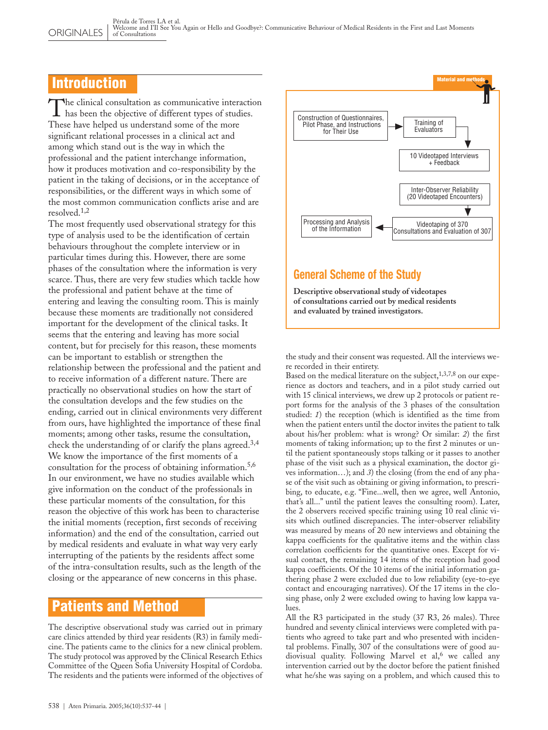## Introduction

The clinical consultation as communicative interaction has been the objective of different types of studies. These have helped us understand some of the more significant relational processes in a clinical act and among which stand out is the way in which the professional and the patient interchange information, how it produces motivation and co-responsibility by the patient in the taking of decisions, or in the acceptance of responsibilities, or the different ways in which some of the most common communication conflicts arise and are resolved.[1,2]

The most frequently used observational strategy for this type of analysis used to be the identification of certain behaviours throughout the complete interview or in particular times during this. However, there are some phases of the consultation where the information is very scarce. Thus, there are very few studies which tackle how the professional and patient behave at the time of entering and leaving the consulting room. This is mainly because these moments are traditionally not considered important for the development of the clinical tasks. It seems that the entering and leaving has more social content, but for precisely for this reason, these moments can be important to establish or strengthen the relationship between the professional and the patient and to receive information of a different nature. There are practically no observational studies on how the start of the consultation develops and the few studies on the ending, carried out in clinical environments very different from ours, have highlighted the importance of these final moments; among other tasks, resume the consultation, check the understanding of or clarify the plans agreed.[3,4]

We know the importance of the first moments of a consultation for the process of obtaining information.[5,6]

In our environment, we have no studies available which give information on the conduct of the professionals in these particular moments of the consultation, for this reason the objective of this work has been to characterise the initial moments (reception, first seconds of receiving information) and the end of the consultation, carried out by medical residents and evaluate in what way very early interrupting of the patients by the residents affect some of the intra-consultation results, such as the length of the closing or the appearance of new concerns in this phase.

## Patients and Method

The descriptive observational study was carried out in primary care clinics attended by third year residents (R3) in family medicine. The patients came to the clinics for a new clinical problem. The study protocol was approved by the Clinical Research Ethics Committee of the Queen Sofia University Hospital of Cordoba. The residents and the patients were informed of the objectives of the study and their consent was requested. All the interviews were recorded in their entirety.

**Material and methods**

Construction of Questionnaires, Pilot Phase, and Instructions for Their Use → Training of Evaluators → 10 Videotaped Interviews + Feedback

Inter-Observer Reliability (20 Videotaped Encounters) → Videotaping of 370 Consultations and Evaluation of 307 → Processing and Analysis of the Information

### General Scheme of the Study

**Descriptive observational study of videotapes of consultations carried out by medical residents and evaluated by trained investigators.**

Based on the medical literature on the subject,[1,3,7,8] on our experience as doctors and teachers, and in a pilot study carried out with 15 clinical interviews, we drew up 2 protocols or patient report forms for the analysis of the 3 phases of the consultation studied: *1*) the reception (which is identified as the time from when the patient enters until the doctor invites the patient to talk about his/her problem: what is wrong? Or similar: *2*) the first moments of taking information; up to the first 2 minutes or until the patient spontaneously stops talking or it passes to another phase of the visit such as a physical examination, the doctor gives information…); and *3*) the closing (from the end of any phase of the visit such as obtaining or giving information, to prescribing, to educate, e.g. "Fine...well, then we agree, well Antonio, that's all..." until the patient leaves the consulting room). Later, the 2 observers received specific training using 10 real clinic visits which outlined discrepancies. The inter-observer reliability was measured by means of 20 new interviews and obtaining the kappa coefficients for the qualitative items and the within class correlation coefficients for the quantitative ones. Except for visual contact, the remaining 14 items of the reception had good kappa coefficients. Of the 10 items of the initial information gathering phase 2 were excluded due to low reliability (eye-to-eye contact and encouraging narratives). Of the 17 items in the closing phase, only 2 were excluded owing to having low kappa values.

All the R3 participated in the study (37 R3, 26 males). Three hundred and seventy clinical interviews were completed with patients who agreed to take part and who presented with incidental problems. Finally, 307 of the consultations were of good audiovisual quality. Following Marvel et al,[6] we called any intervention carried out by the doctor before the patient finished what he/she was saying on a problem, and which caused this to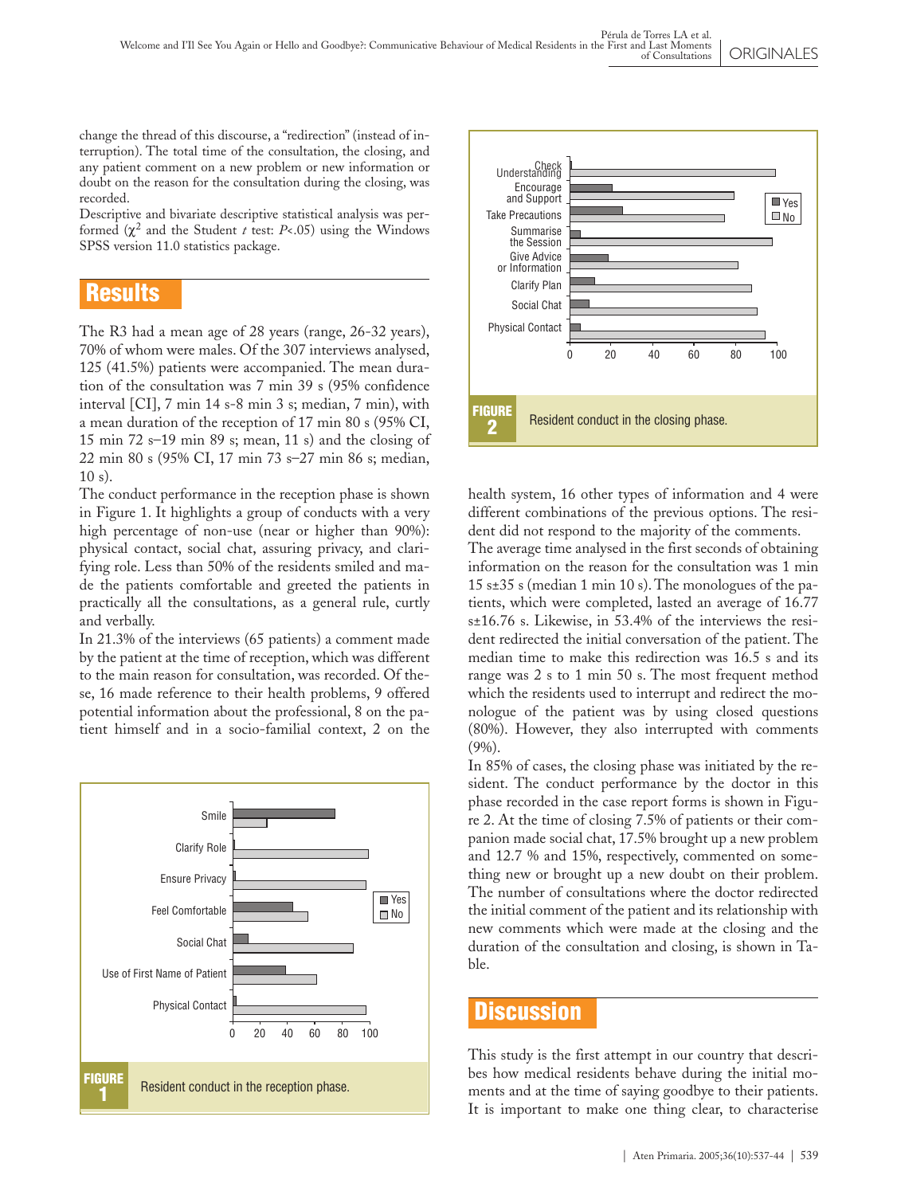change the thread of this discourse, a "redirection" (instead of interruption). The total time of the consultation, the closing, and any patient comment on a new problem or new information or doubt on the reason for the consultation during the closing, was recorded.

Descriptive and bivariate descriptive statistical analysis was performed ($\chi^2$ and the Student *t* test: *P*<.05) using the Windows SPSS version 11.0 statistics package.

## Results

The R3 had a mean age of 28 years (range, 26-32 years), 70% of whom were males. Of the 307 interviews analysed, 125 (41.5%) patients were accompanied. The mean duration of the consultation was 7 min 39 s (95% confidence interval [CI], 7 min 14 s-8 min 3 s; median, 7 min), with a mean duration of the reception of 17 min 80 s (95% CI, 15 min 72 s–19 min 89 s; mean, 11 s) and the closing of 22 min 80 s (95% CI, 17 min 73 s–27 min 86 s; median, 10 s).

The conduct performance in the reception phase is shown in Figure 1. It highlights a group of conducts with a very high percentage of non-use (near or higher than 90%): physical contact, social chat, assuring privacy, and clarifying role. Less than 50% of the residents smiled and made the patients comfortable and greeted the patients in practically all the consultations, as a general rule, curtly and verbally.

In 21.3% of the interviews (65 patients) a comment made by the patient at the time of reception, which was different to the main reason for consultation, was recorded. Of these, 16 made reference to their health problems, 9 offered potential information about the professional, 8 on the patient himself and in a socio-familial context, 2 on the health system, 16 other types of information and 4 were different combinations of the previous options. The resident did not respond to the majority of the comments.

The average time analysed in the first seconds of obtaining information on the reason for the consultation was 1 min 15 s±35 s (median 1 min 10 s). The monologues of the patients, which were completed, lasted an average of 16.77 s±16.76 s. Likewise, in 53.4% of the interviews the resident redirected the initial conversation of the patient. The median time to make this redirection was 16.5 s and its range was 2 s to 1 min 50 s. The most frequent method which the residents used to interrupt and redirect the monologue of the patient was by using closed questions (80%). However, they also interrupted with comments (9%).

In 85% of cases, the closing phase was initiated by the resident. The conduct performance by the doctor in this phase recorded in the case report forms is shown in Figure 2. At the time of closing 7.5% of patients or their companion made social chat, 17.5% brought up a new problem and 12.7 % and 15%, respectively, commented on something new or brought up a new doubt on their problem. The number of consultations where the doctor redirected the initial comment of the patient and its relationship with new comments which were made at the closing and the duration of the consultation and closing, is shown in Table.

**FIGURE 1** Resident conduct in the reception phase.

**FIGURE 2** Resident conduct in the closing phase.

## Discussion

This study is the first attempt in our country that describes how medical residents behave during the initial moments and at the time of saying goodbye to their patients. It is important to make one thing clear, to characterise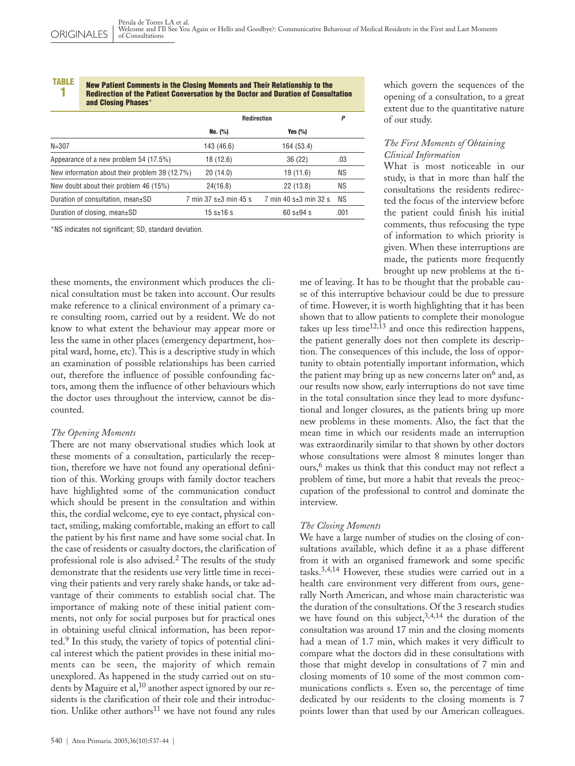**TABLE 1** **New Patient Comments in the Closing Moments and Their Relationship to the Redirection of the Patient Conversation by the Doctor and Duration of Consultation and Closing Phases***

| | Redirection | | P |
|---|---|---|---|
| | No. (%) | Yes (%) | |
| N=307 | 143 (46.6) | 164 (53.4) | |
| Appearance of a new problem 54 (17.5%) | 18 (12.6) | 36 (22) | .03 |
| New information about their problem 39 (12.7%) | 20 (14.0) | 19 (11.6) | NS |
| New doubt about their problem 46 (15%) | 24(16.8) | 22 (13.8) | NS |
| Duration of consultation, mean±SD | 7 min 37 s±3 min 45 s | 7 min 40 s±3 min 32 s | NS |
| Duration of closing, mean±SD | 15 s±16 s | 60 s±94 s | .001 |

*NS indicates not significant; SD, standard deviation.

these moments, the environment which produces the clinical consultation must be taken into account. Our results make reference to a clinical environment of a primary care consulting room, carried out by a resident. We do not know to what extent the behaviour may appear more or less the same in other places (emergency department, hospital ward, home, etc). This is a descriptive study in which an examination of possible relationships has been carried out, therefore the influence of possible confounding factors, among them the influence of other behaviours which the doctor uses throughout the interview, cannot be discounted.

### *The Opening Moments*

There are not many observational studies which look at these moments of a consultation, particularly the reception, therefore we have not found any operational definition of this. Working groups with family doctor teachers have highlighted some of the communication conduct which should be present in the consultation and within this, the cordial welcome, eye to eye contact, physical contact, smiling, making comfortable, making an effort to call the patient by his first name and have some social chat. In the case of residents or casualty doctors, the clarification of professional role is also advised.[2] The results of the study demonstrate that the residents use very little time in receiving their patients and very rarely shake hands, or take advantage of their comments to establish social chat. The importance of making note of these initial patient comments, not only for social purposes but for practical ones in obtaining useful clinical information, has been reported.[9] In this study, the variety of topics of potential clinical interest which the patient provides in these initial moments can be seen, the majority of which remain unexplored. As happened in the study carried out on students by Maguire et al,[10] another aspect ignored by our residents is the clarification of their role and their introduction. Unlike other authors[11] we have not found any rules which govern the sequences of the opening of a consultation, to a great extent due to the quantitative nature of our study.

### *The First Moments of Obtaining Clinical Information*

What is most noticeable in our study, is that in more than half the consultations the residents redirected the focus of the interview before the patient could finish his initial comments, thus refocusing the type of information to which priority is given. When these interruptions are made, the patients more frequently brought up new problems at the time of leaving. It has to be thought that the probable cause of this interruptive behaviour could be due to pressure of time. However, it is worth highlighting that it has been shown that to allow patients to complete their monologue takes up less time[12,13] and once this redirection happens, the patient generally does not then complete its description. The consequences of this include, the loss of opportunity to obtain potentially important information, which the patient may bring up as new concerns later on[6] and, as our results now show, early interruptions do not save time in the total consultation since they lead to more dysfunctional and longer closures, as the patients bring up more new problems in these moments. Also, the fact that the mean time in which our residents made an interruption was extraordinarily similar to that shown by other doctors whose consultations were almost 8 minutes longer than ours,[6] makes us think that this conduct may not reflect a problem of time, but more a habit that reveals the preoccupation of the professional to control and dominate the interview.

### *The Closing Moments*

We have a large number of studies on the closing of consultations available, which define it as a phase different from it with an organised framework and some specific tasks.[3,4,14] However, these studies were carried out in a health care environment very different from ours, generally North American, and whose main characteristic was the duration of the consultations. Of the 3 research studies we have found on this subject,[3,4,14] the duration of the consultation was around 17 min and the closing moments had a mean of 1.7 min, which makes it very difficult to compare what the doctors did in these consultations with those that might develop in consultations of 7 min and closing moments of 10 some of the most common communications conflicts s. Even so, the percentage of time dedicated by our residents to the closing moments is 7 points lower than that used by our American colleagues.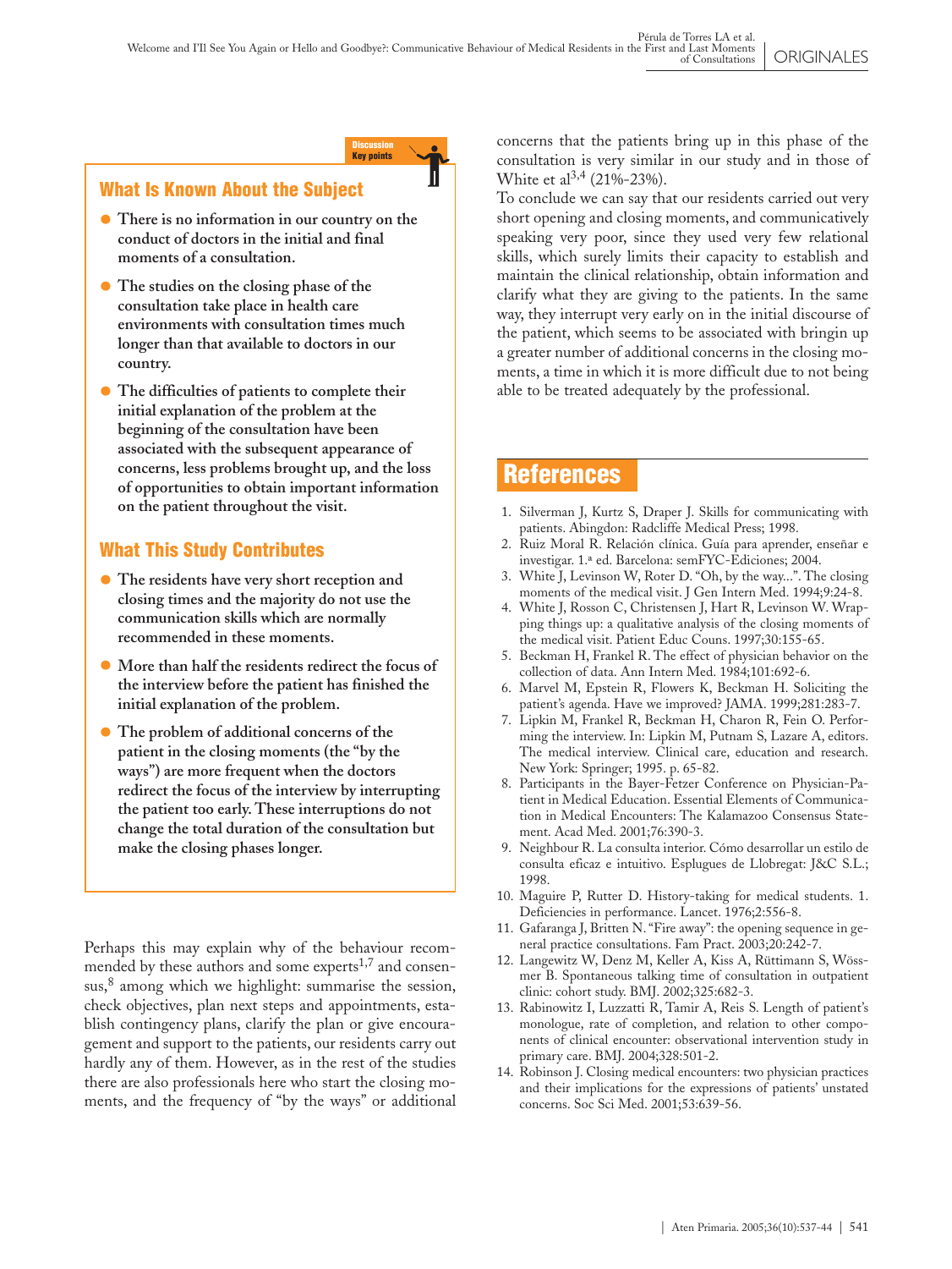Discussion
Key points

## What Is Known About the Subject

- **There is no information in our country on the conduct of doctors in the initial and final moments of a consultation.**
- **The studies on the closing phase of the consultation take place in health care environments with consultation times much longer than that available to doctors in our country.**
- **The difficulties of patients to complete their initial explanation of the problem at the beginning of the consultation have been associated with the subsequent appearance of concerns, less problems brought up, and the loss of opportunities to obtain important information on the patient throughout the visit.**

## What This Study Contributes

- **The residents have very short reception and closing times and the majority do not use the communication skills which are normally recommended in these moments.**
- **More than half the residents redirect the focus of the interview before the patient has finished the initial explanation of the problem.**
- **The problem of additional concerns of the patient in the closing moments (the "by the ways") are more frequent when the doctors redirect the focus of the interview by interrupting the patient too early. These interruptions do not change the total duration of the consultation but make the closing phases longer.**

Perhaps this may explain why of the behaviour recommended by these authors and some experts[1,7] and consensus,[8] among which we highlight: summarise the session, check objectives, plan next steps and appointments, establish contingency plans, clarify the plan or give encouragement and support to the patients, our residents carry out hardly any of them. However, as in the rest of the studies there are also professionals here who start the closing moments, and the frequency of "by the ways" or additional concerns that the patients bring up in this phase of the consultation is very similar in our study and in those of White et al[3,4] (21%-23%).

To conclude we can say that our residents carried out very short opening and closing moments, and communicatively speaking very poor, since they used very few relational skills, which surely limits their capacity to establish and maintain the clinical relationship, obtain information and clarify what they are giving to the patients. In the same way, they interrupt very early on in the initial discourse of the patient, which seems to be associated with bringin up a greater number of additional concerns in the closing moments, a time in which it is more difficult due to not being able to be treated adequately by the professional.

# References

1. Silverman J, Kurtz S, Draper J. Skills for communicating with patients. Abingdon: Radcliffe Medical Press; 1998.
2. Ruiz Moral R. Relación clínica. Guía para aprender, enseñar e investigar. 1.ª ed. Barcelona: semFYC-Ediciones; 2004.
3. White J, Levinson W, Roter D. "Oh, by the way...". The closing moments of the medical visit. J Gen Intern Med. 1994;9:24-8.
4. White J, Rosson C, Christensen J, Hart R, Levinson W. Wrapping things up: a qualitative analysis of the closing moments of the medical visit. Patient Educ Couns. 1997;30:155-65.
5. Beckman H, Frankel R. The effect of physician behavior on the collection of data. Ann Intern Med. 1984;101:692-6.
6. Marvel M, Epstein R, Flowers K, Beckman H. Soliciting the patient's agenda. Have we improved? JAMA. 1999;281:283-7.
7. Lipkin M, Frankel R, Beckman H, Charon R, Fein O. Performing the interview. In: Lipkin M, Putnam S, Lazare A, editors. The medical interview. Clinical care, education and research. New York: Springer; 1995. p. 65-82.
8. Participants in the Bayer-Fetzer Conference on Physician-Patient in Medical Education. Essential Elements of Communication in Medical Encounters: The Kalamazoo Consensus Statement. Acad Med. 2001;76:390-3.
9. Neighbour R. La consulta interior. Cómo desarrollar un estilo de consulta eficaz e intuitivo. Esplugues de Llobregat: J&C S.L.; 1998.
10. Maguire P, Rutter D. History-taking for medical students. 1. Deficiencies in performance. Lancet. 1976;2:556-8.
11. Gafaranga J, Britten N. "Fire away": the opening sequence in general practice consultations. Fam Pract. 2003;20:242-7.
12. Langewitz W, Denz M, Keller A, Kiss A, Rüttimann S, Wössmer B. Spontaneous talking time of consultation in outpatient clinic: cohort study. BMJ. 2002;325:682-3.
13. Rabinowitz I, Luzzatti R, Tamir A, Reis S. Length of patient's monologue, rate of completion, and relation to other components of clinical encounter: observational intervention study in primary care. BMJ. 2004;328:501-2.
14. Robinson J. Closing medical encounters: two physician practices and their implications for the expressions of patients' unstated concerns. Soc Sci Med. 2001;53:639-56.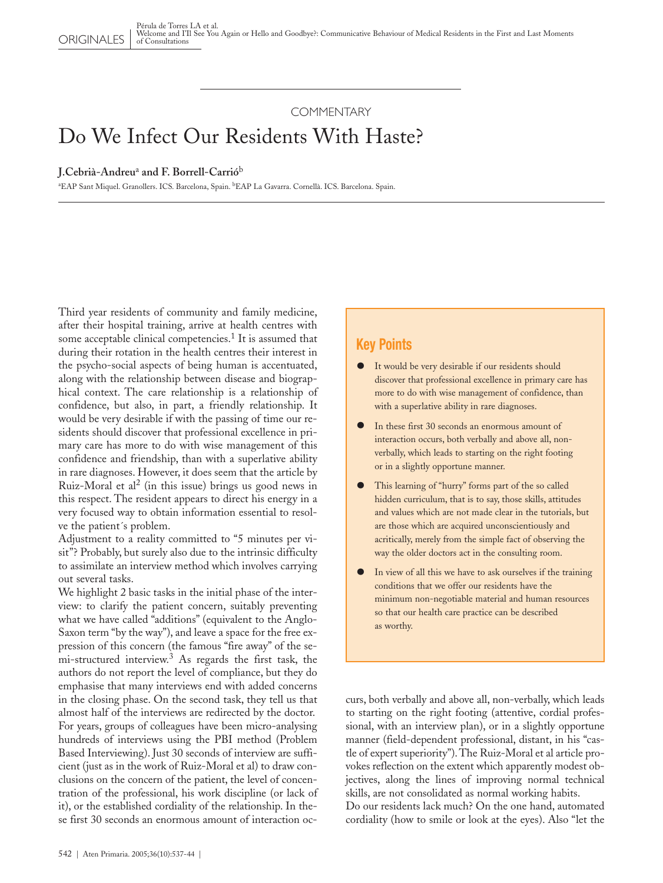## COMMENTARY

# Do We Infect Our Residents With Haste?

**J.Cebrià-Andreu[a] and F. Borrell-Carrió[b]**

[a]EAP Sant Miquel. Granollers. ICS. Barcelona, Spain. [b]EAP La Gavarra. Cornellà. ICS. Barcelona. Spain.

Third year residents of community and family medicine, after their hospital training, arrive at health centres with some acceptable clinical competencies.[1] It is assumed that during their rotation in the health centres their interest in the psycho-social aspects of being human is accentuated, along with the relationship between disease and biographical context. The care relationship is a relationship of confidence, but also, in part, a friendly relationship. It would be very desirable if with the passing of time our residents should discover that professional excellence in primary care has more to do with wise management of this confidence and friendship, than with a superlative ability in rare diagnoses. However, it does seem that the article by Ruiz-Moral et al[2] (in this issue) brings us good news in this respect. The resident appears to direct his energy in a very focused way to obtain information essential to resolve the patient´s problem.

Adjustment to a reality committed to "5 minutes per visit"? Probably, but surely also due to the intrinsic difficulty to assimilate an interview method which involves carrying out several tasks.

We highlight 2 basic tasks in the initial phase of the interview: to clarify the patient concern, suitably preventing what we have called "additions" (equivalent to the Anglo-Saxon term "by the way"), and leave a space for the free expression of this concern (the famous "fire away" of the semi-structured interview.[3] As regards the first task, the authors do not report the level of compliance, but they do emphasise that many interviews end with added concerns in the closing phase. On the second task, they tell us that almost half of the interviews are redirected by the doctor.

For years, groups of colleagues have been micro-analysing hundreds of interviews using the PBI method (Problem Based Interviewing). Just 30 seconds of interview are sufficient (just as in the work of Ruiz-Moral et al) to draw conclusions on the concern of the patient, the level of concentration of the professional, his work discipline (or lack of it), or the established cordiality of the relationship. In these first 30 seconds an enormous amount of interaction occurs, both verbally and above all, non-verbally, which leads to starting on the right footing (attentive, cordial professional, with an interview plan), or in a slightly opportune manner (field-dependent professional, distant, in his "castle of expert superiority"). The Ruiz-Moral et al article provokes reflection on the extent which apparently modest objectives, along the lines of improving normal technical skills, are not consolidated as normal working habits.

Do our residents lack much? On the one hand, automated cordiality (how to smile or look at the eyes). Also "let the

> **Key Points**
>
> - It would be very desirable if our residents should discover that professional excellence in primary care has more to do with wise management of confidence, than with a superlative ability in rare diagnoses.
> - In these first 30 seconds an enormous amount of interaction occurs, both verbally and above all, non-verbally, which leads to starting on the right footing or in a slightly opportune manner.
> - This learning of "hurry" forms part of the so called hidden curriculum, that is to say, those skills, attitudes and values which are not made clear in the tutorials, but are those which are acquired unconscientiously and acritically, merely from the simple fact of observing the way the older doctors act in the consulting room.
> - In view of all this we have to ask ourselves if the training conditions that we offer our residents have the minimum non-negotiable material and human resources so that our health care practice can be described as worthy.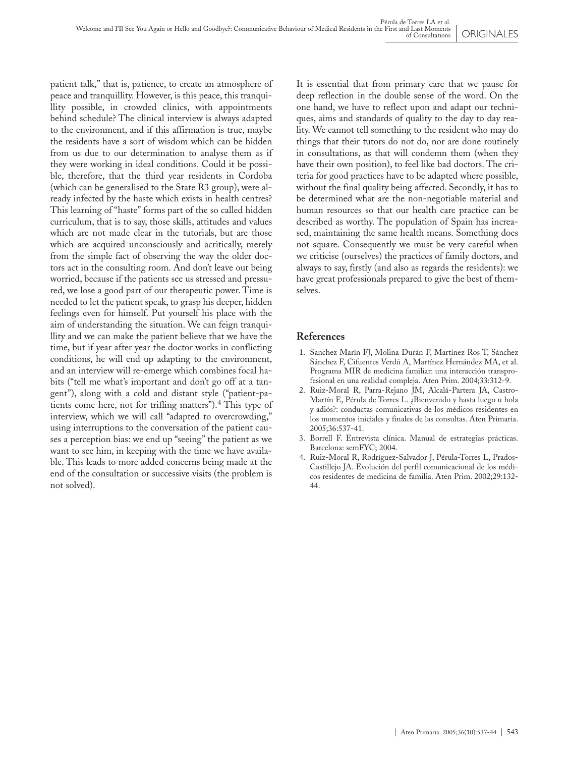patient talk," that is, patience, to create an atmosphere of peace and tranquillity. However, is this peace, this tranquillity possible, in crowded clinics, with appointments behind schedule? The clinical interview is always adapted to the environment, and if this affirmation is true, maybe the residents have a sort of wisdom which can be hidden from us due to our determination to analyse them as if they were working in ideal conditions. Could it be possible, therefore, that the third year residents in Cordoba (which can be generalised to the State R3 group), were already infected by the haste which exists in health centres? This learning of "haste" forms part of the so called hidden curriculum, that is to say, those skills, attitudes and values which are not made clear in the tutorials, but are those which are acquired unconsciously and acritically, merely from the simple fact of observing the way the older doctors act in the consulting room. And don't leave out being worried, because if the patients see us stressed and pressured, we lose a good part of our therapeutic power. Time is needed to let the patient speak, to grasp his deeper, hidden feelings even for himself. Put yourself his place with the aim of understanding the situation. We can feign tranquillity and we can make the patient believe that we have the time, but if year after year the doctor works in conflicting conditions, he will end up adapting to the environment, and an interview will re-emerge which combines focal habits ("tell me what's important and don't go off at a tangent"), along with a cold and distant style ("patient-patients come here, not for trifling matters").[4] This type of interview, which we will call "adapted to overcrowding," using interruptions to the conversation of the patient causes a perception bias: we end up "seeing" the patient as we want to see him, in keeping with the time we have available. This leads to more added concerns being made at the end of the consultation or successive visits (the problem is not solved).

It is essential that from primary care that we pause for deep reflection in the double sense of the word. On the one hand, we have to reflect upon and adapt our techniques, aims and standards of quality to the day to day reality. We cannot tell something to the resident who may do things that their tutors do not do, nor are done routinely in consultations, as that will condemn them (when they have their own position), to feel like bad doctors. The criteria for good practices have to be adapted where possible, without the final quality being affected. Secondly, it has to be determined what are the non-negotiable material and human resources so that our health care practice can be described as worthy. The population of Spain has increased, maintaining the same health means. Something does not square. Consequently we must be very careful when we criticise (ourselves) the practices of family doctors, and always to say, firstly (and also as regards the residents): we have great professionals prepared to give the best of themselves.

## References

1. Sanchez Marín FJ, Molina Durán F, Martínez Ros T, Sánchez Sánchez F, Cifuentes Verdú A, Martínez Hernández MA, et al. Programa MIR de medicina familiar: una interacción transprofesional en una realidad compleja. Aten Prim. 2004;33:312-9.
2. Ruiz-Moral R, Parra-Rejano JM, Alcalá-Partera JA, Castro-Martín E, Pérula de Torres L. ¿Bienvenido y hasta luego u hola y adiós?: conductas comunicativas de los médicos residentes en los momentos iniciales y finales de las consultas. Aten Primaria. 2005;36:537-41.
3. Borrell F. Entrevista clínica. Manual de estrategias prácticas. Barcelona: semFYC; 2004.
4. Ruiz-Moral R, Rodríguez-Salvador J, Pérula-Torres L, Prados-Castillejo JA. Evolución del perfil comunicacional de los médicos residentes de medicina de familia. Aten Prim. 2002;29:132-44.